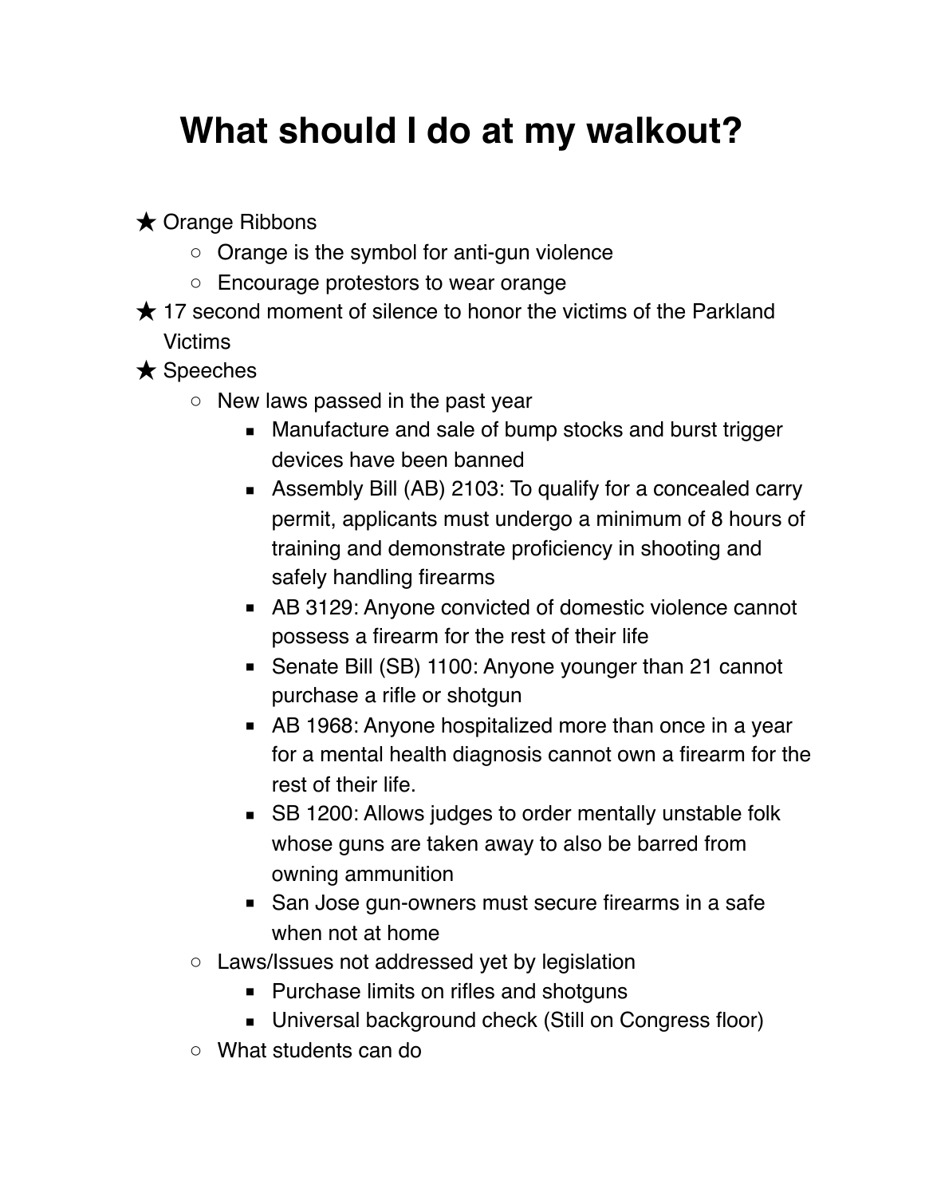# What should I do at my walkout?

- Orange Ribbons
  - Orange is the symbol for anti-gun violence
  - Encourage protestors to wear orange
- 17 second moment of silence to honor the victims of the Parkland Victims
- Speeches
  - New laws passed in the past year
    - Manufacture and sale of bump stocks and burst trigger devices have been banned
    - Assembly Bill (AB) 2103: To qualify for a concealed carry permit, applicants must undergo a minimum of 8 hours of training and demonstrate proficiency in shooting and safely handling firearms
    - AB 3129: Anyone convicted of domestic violence cannot possess a firearm for the rest of their life
    - Senate Bill (SB) 1100: Anyone younger than 21 cannot purchase a rifle or shotgun
    - AB 1968: Anyone hospitalized more than once in a year for a mental health diagnosis cannot own a firearm for the rest of their life.
    - SB 1200: Allows judges to order mentally unstable folk whose guns are taken away to also be barred from owning ammunition
    - San Jose gun-owners must secure firearms in a safe when not at home
  - Laws/Issues not addressed yet by legislation
    - Purchase limits on rifles and shotguns
    - Universal background check (Still on Congress floor)
  - What students can do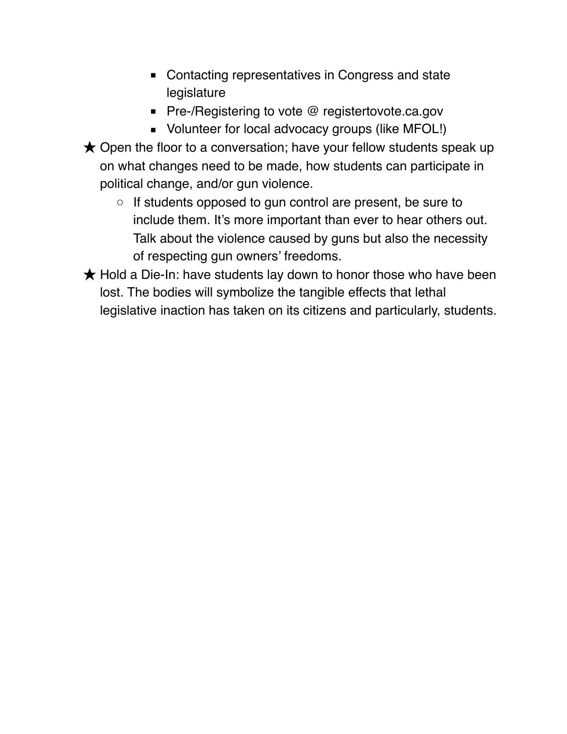- Contacting representatives in Congress and state legislature
        - Pre-/Registering to vote @ registertovote.ca.gov
        - Volunteer for local advocacy groups (like MFOL!)

- ★ Open the floor to a conversation; have your fellow students speak up on what changes need to be made, how students can participate in political change, and/or gun violence.
    - If students opposed to gun control are present, be sure to include them. It's more important than ever to hear others out. Talk about the violence caused by guns but also the necessity of respecting gun owners' freedoms.
- ★ Hold a Die-In: have students lay down to honor those who have been lost. The bodies will symbolize the tangible effects that lethal legislative inaction has taken on its citizens and particularly, students.